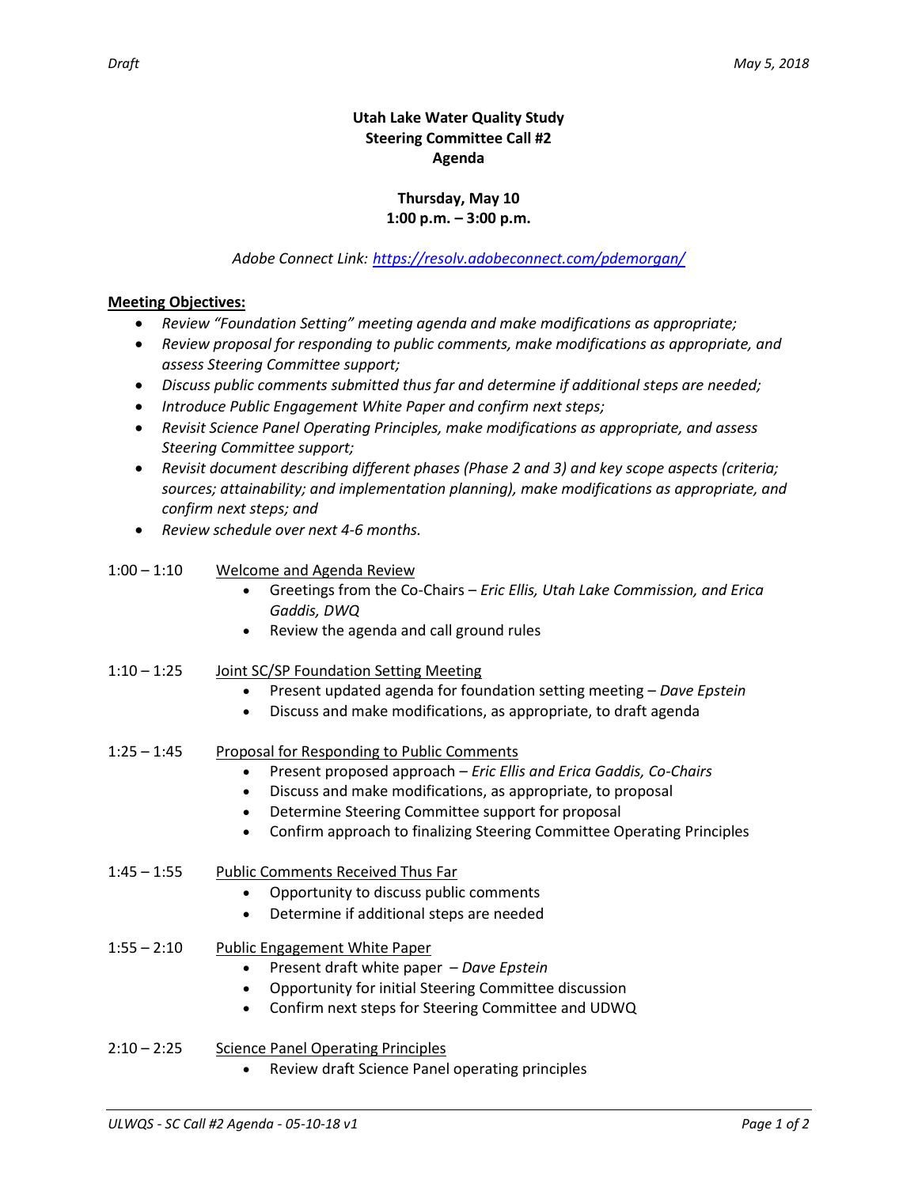# Utah Lake Water Quality Study
## Steering Committee Call #2
## Agenda

**Thursday, May 10**
**1:00 p.m. – 3:00 p.m.**

*Adobe Connect Link: https://resolv.adobeconnect.com/pdemorgan/*

**Meeting Objectives:**

- *Review "Foundation Setting" meeting agenda and make modifications as appropriate;*
- *Review proposal for responding to public comments, make modifications as appropriate, and assess Steering Committee support;*
- *Discuss public comments submitted thus far and determine if additional steps are needed;*
- *Introduce Public Engagement White Paper and confirm next steps;*
- *Revisit Science Panel Operating Principles, make modifications as appropriate, and assess Steering Committee support;*
- *Revisit document describing different phases (Phase 2 and 3) and key scope aspects (criteria; sources; attainability; and implementation planning), make modifications as appropriate, and confirm next steps; and*
- *Review schedule over next 4-6 months.*

1:00 – 1:10 Welcome and Agenda Review
- Greetings from the Co-Chairs – *Eric Ellis, Utah Lake Commission, and Erica Gaddis, DWQ*
- Review the agenda and call ground rules

1:10 – 1:25 Joint SC/SP Foundation Setting Meeting
- Present updated agenda for foundation setting meeting – *Dave Epstein*
- Discuss and make modifications, as appropriate, to draft agenda

1:25 – 1:45 Proposal for Responding to Public Comments
- Present proposed approach – *Eric Ellis and Erica Gaddis, Co-Chairs*
- Discuss and make modifications, as appropriate, to proposal
- Determine Steering Committee support for proposal
- Confirm approach to finalizing Steering Committee Operating Principles

1:45 – 1:55 Public Comments Received Thus Far
- Opportunity to discuss public comments
- Determine if additional steps are needed

1:55 – 2:10 Public Engagement White Paper
- Present draft white paper – *Dave Epstein*
- Opportunity for initial Steering Committee discussion
- Confirm next steps for Steering Committee and UDWQ

2:10 – 2:25 Science Panel Operating Principles
- Review draft Science Panel operating principles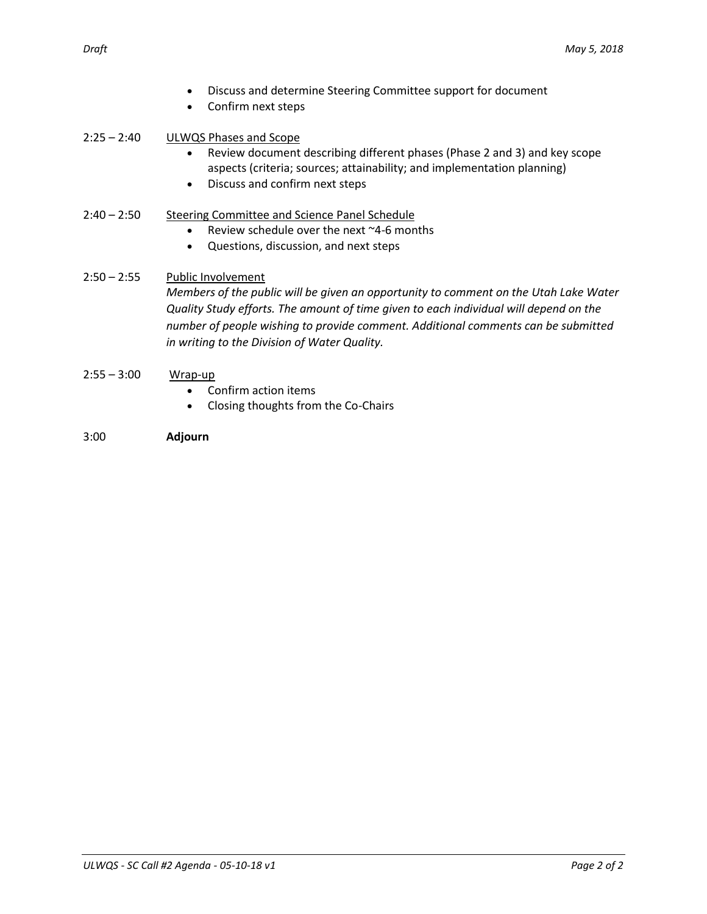- Discuss and determine Steering Committee support for document
- Confirm next steps

2:25 – 2:40 ULWQS Phases and Scope

- Review document describing different phases (Phase 2 and 3) and key scope aspects (criteria; sources; attainability; and implementation planning)
- Discuss and confirm next steps

2:40 – 2:50 Steering Committee and Science Panel Schedule

- Review schedule over the next ~4-6 months
- Questions, discussion, and next steps

2:50 – 2:55 Public Involvement

*Members of the public will be given an opportunity to comment on the Utah Lake Water Quality Study efforts. The amount of time given to each individual will depend on the number of people wishing to provide comment. Additional comments can be submitted in writing to the Division of Water Quality.*

2:55 – 3:00 Wrap-up

- Confirm action items
- Closing thoughts from the Co-Chairs

3:00 **Adjourn**